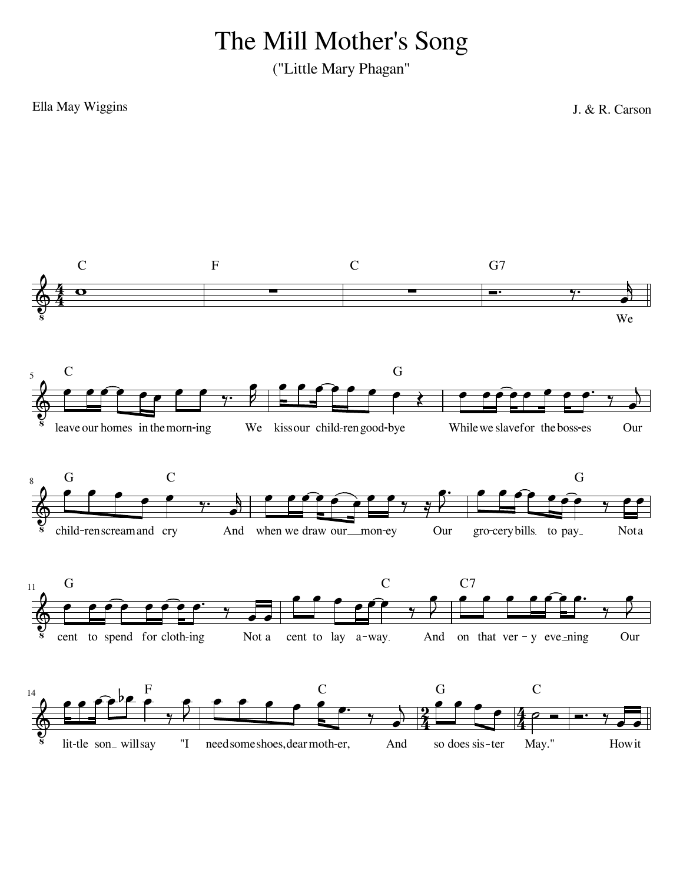# The Mill Mother's Song

("Little Mary Phagan"

Ella May Wiggins

J. & R. Carson

We leave our homes in the morn-ing We kiss our child-ren good-bye While we slave for the boss-es Our child-ren scream and cry And when we draw our mon-ey Our gro-cery bills. to pay Not a cent to spend for cloth-ing Not a cent to lay a-way. And on that ver-y eve-ning Our lit-tle son will say "I need some shoes, dear moth-er, And so does sis-ter May." How it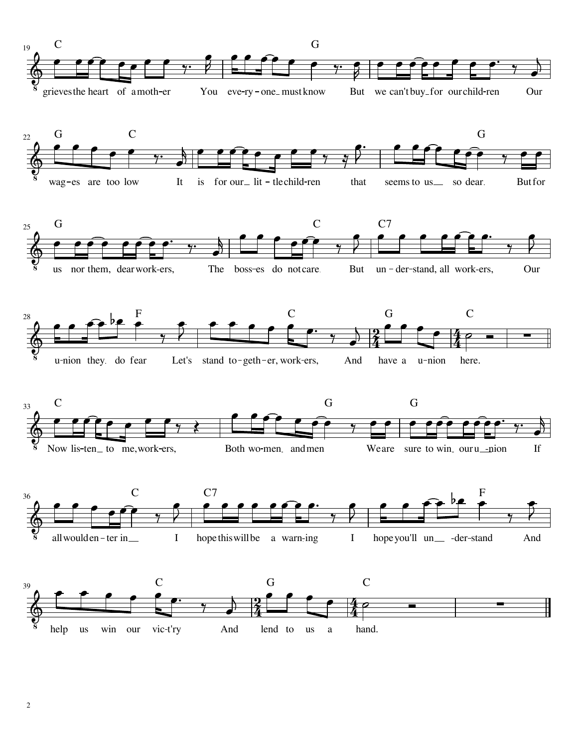grieves the heart of a moth-er You eve-ry-one must know But we can't buy for our child-ren Our wag-es are too low It is for our lit-tle child-ren that seems to us so dear. But for us nor them, dear work-ers, The boss-es do not care. But un-der-stand, all work-ers, Our u-nion they do fear Let's stand to-geth-er, work-ers, And have a u-nion here.

Now lis-ten to me, work-ers, Both wo-men and men We are sure to win our u-nion If all would en-ter in I hope this will be a warn-ing I hope you'll un-der-stand And help us win our vic-t'ry And lend to us a hand.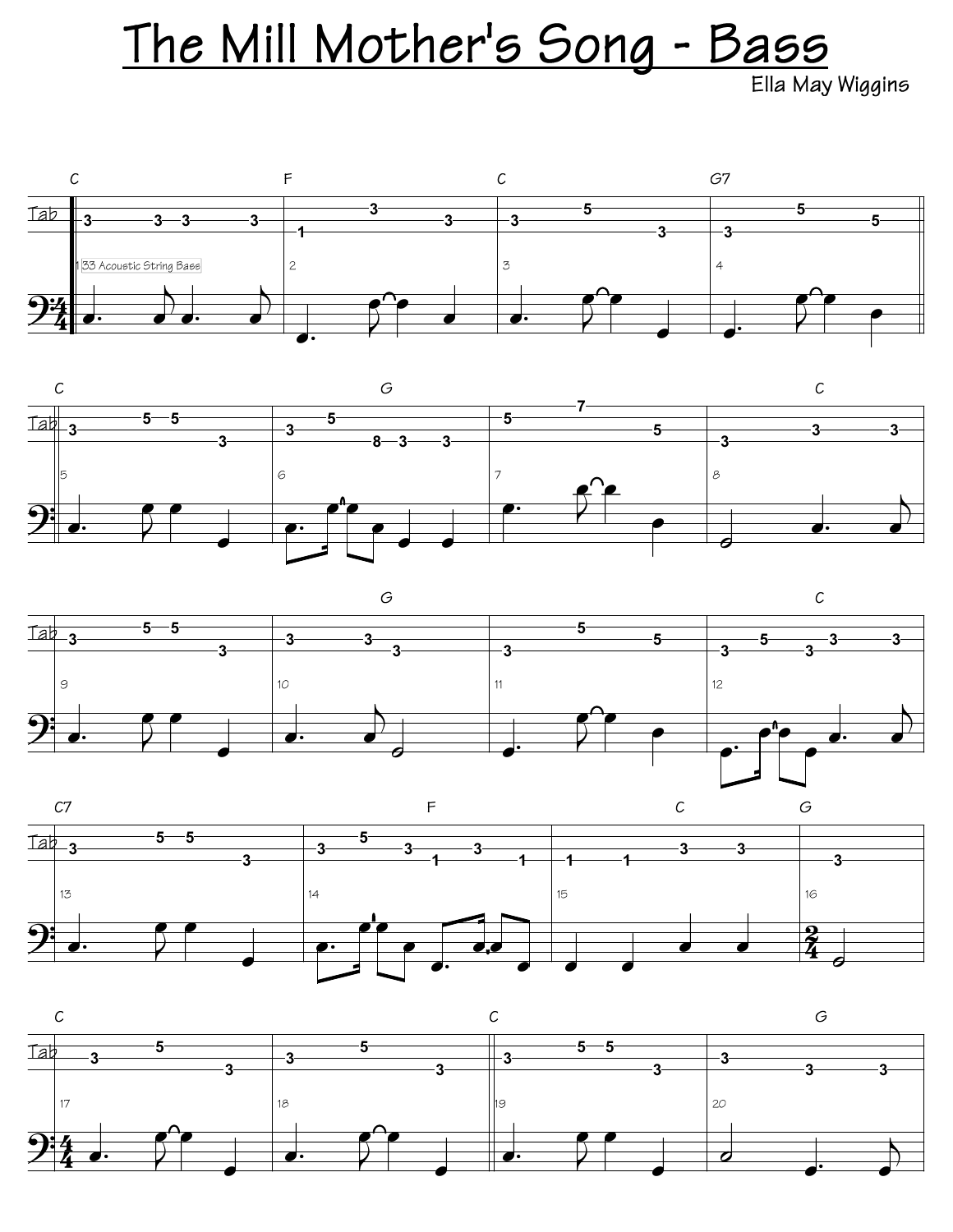# The Mill Mother's Song - Bass

Ella May Wiggins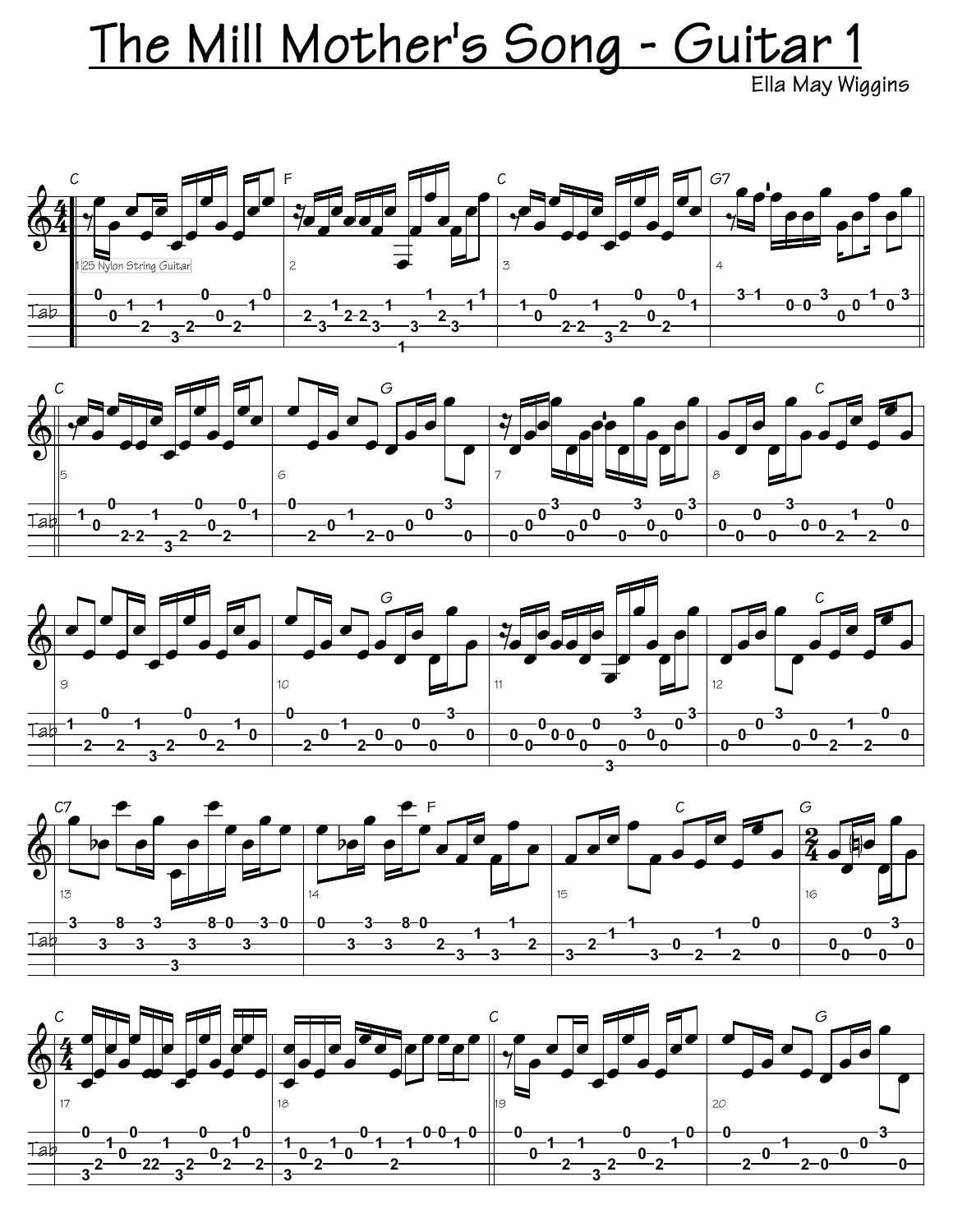# The Mill Mother's Song - Guitar 1

Ella May Wiggins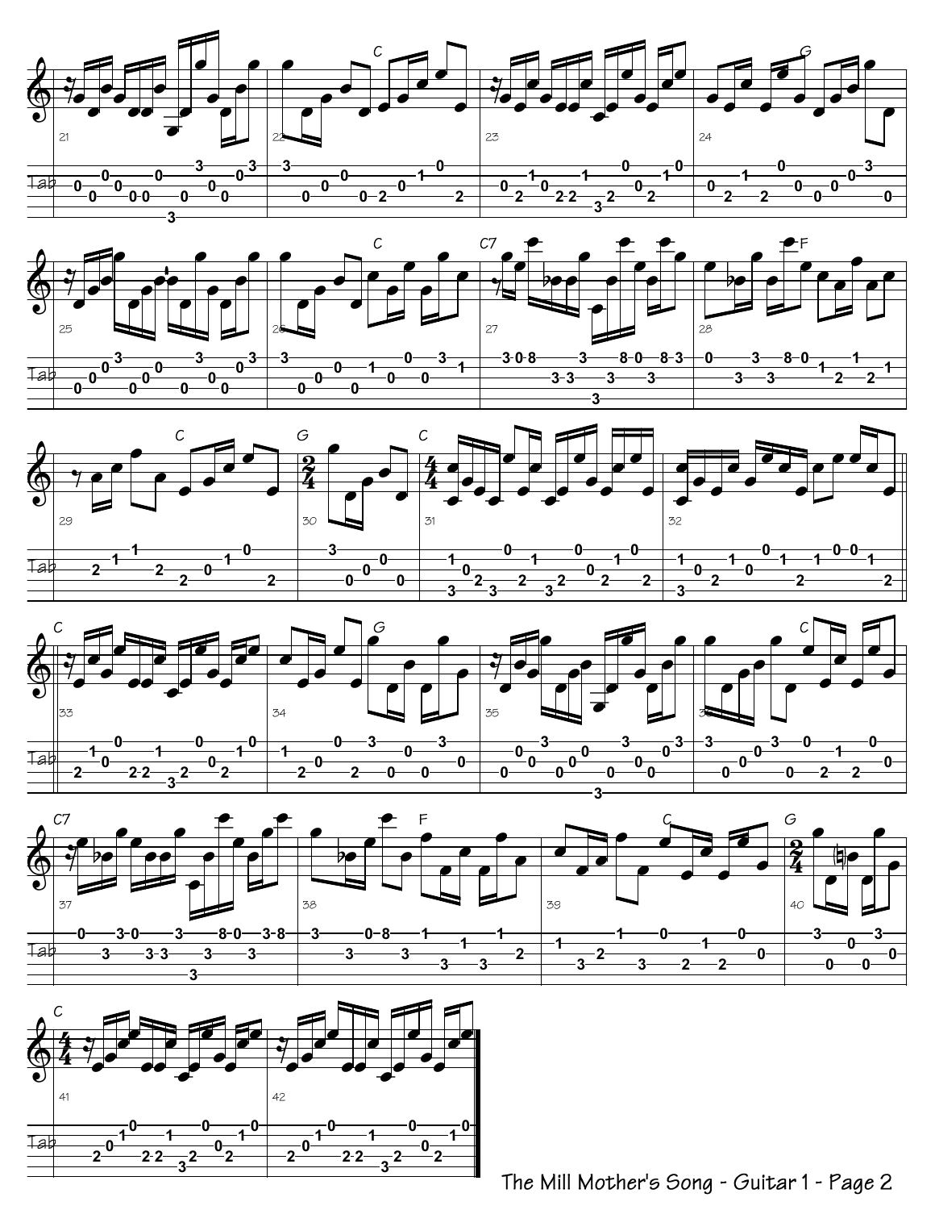The Mill Mother's Song - Guitar 1 - Page 2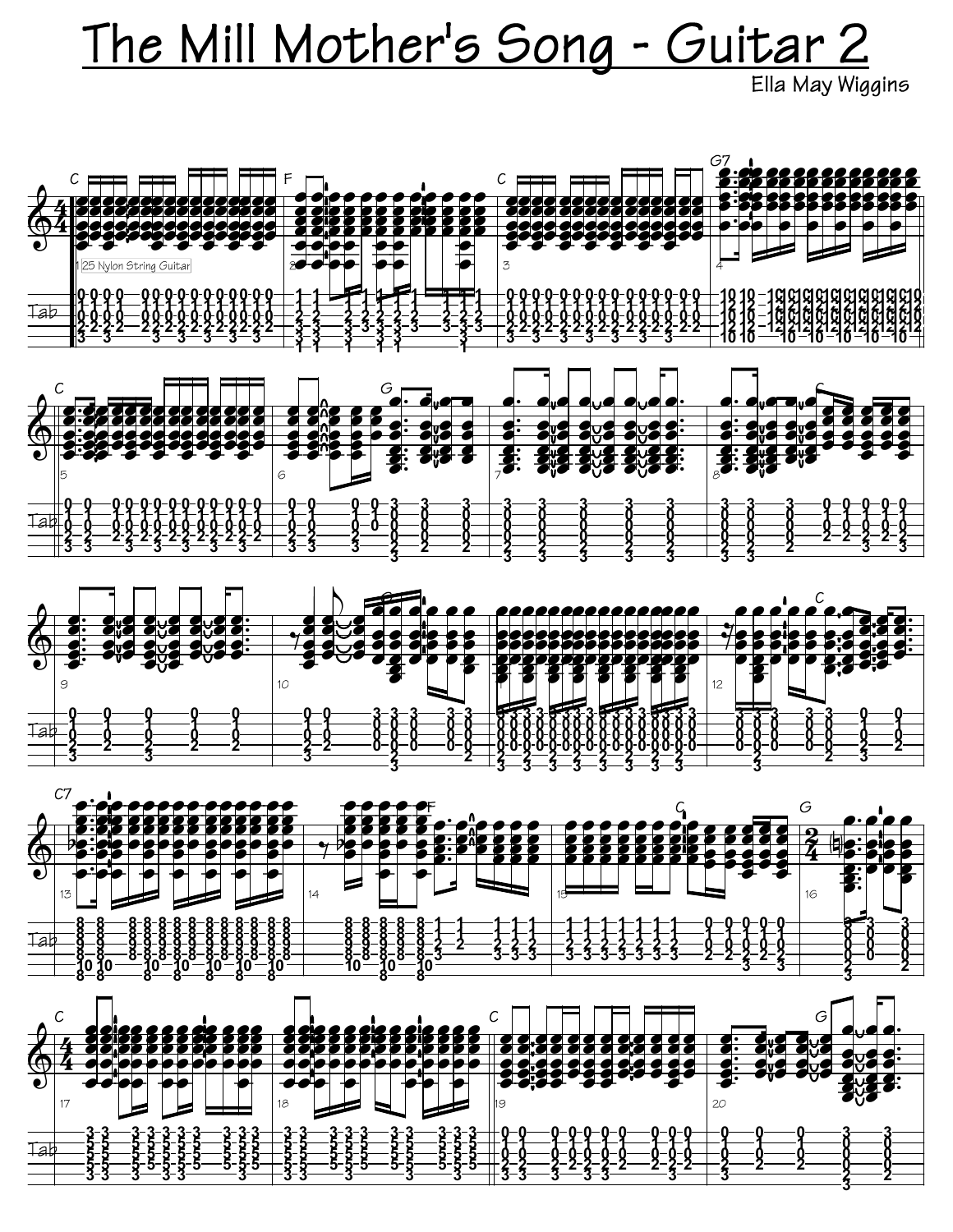# The Mill Mother's Song - Guitar 2

Ella May Wiggins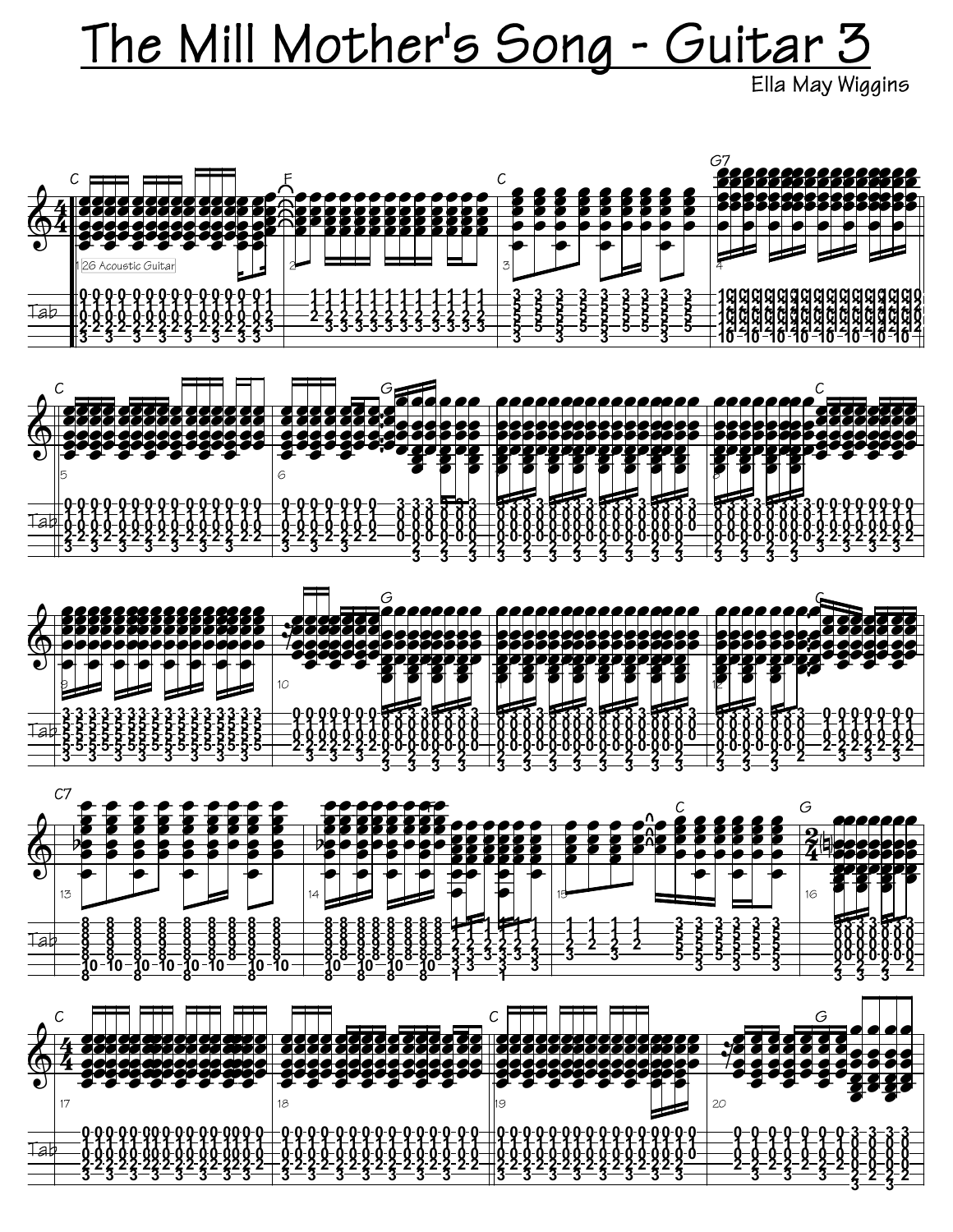# The Mill Mother's Song - Guitar 3

Ella May Wiggins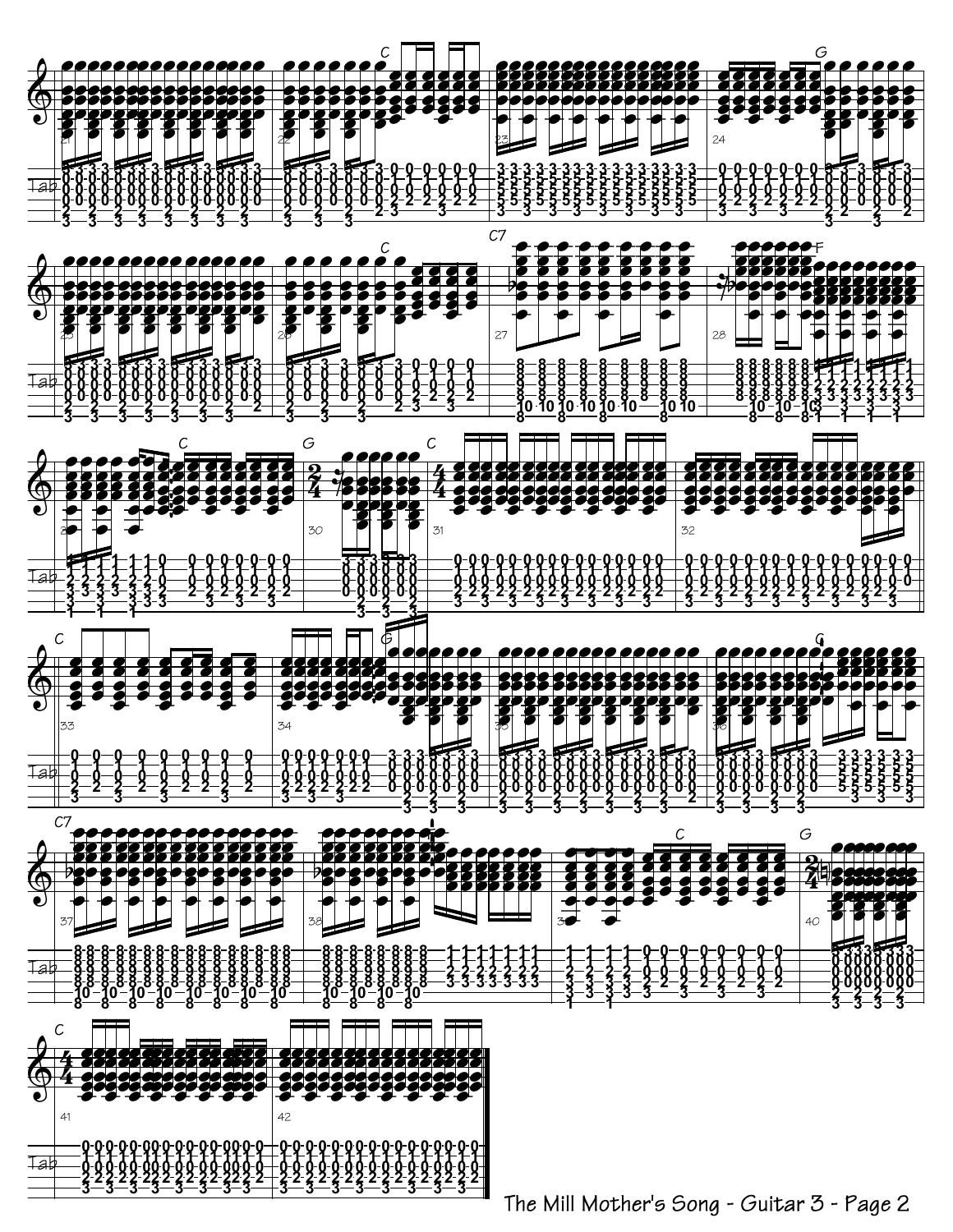The Mill Mother's Song - Guitar 3 - Page 2